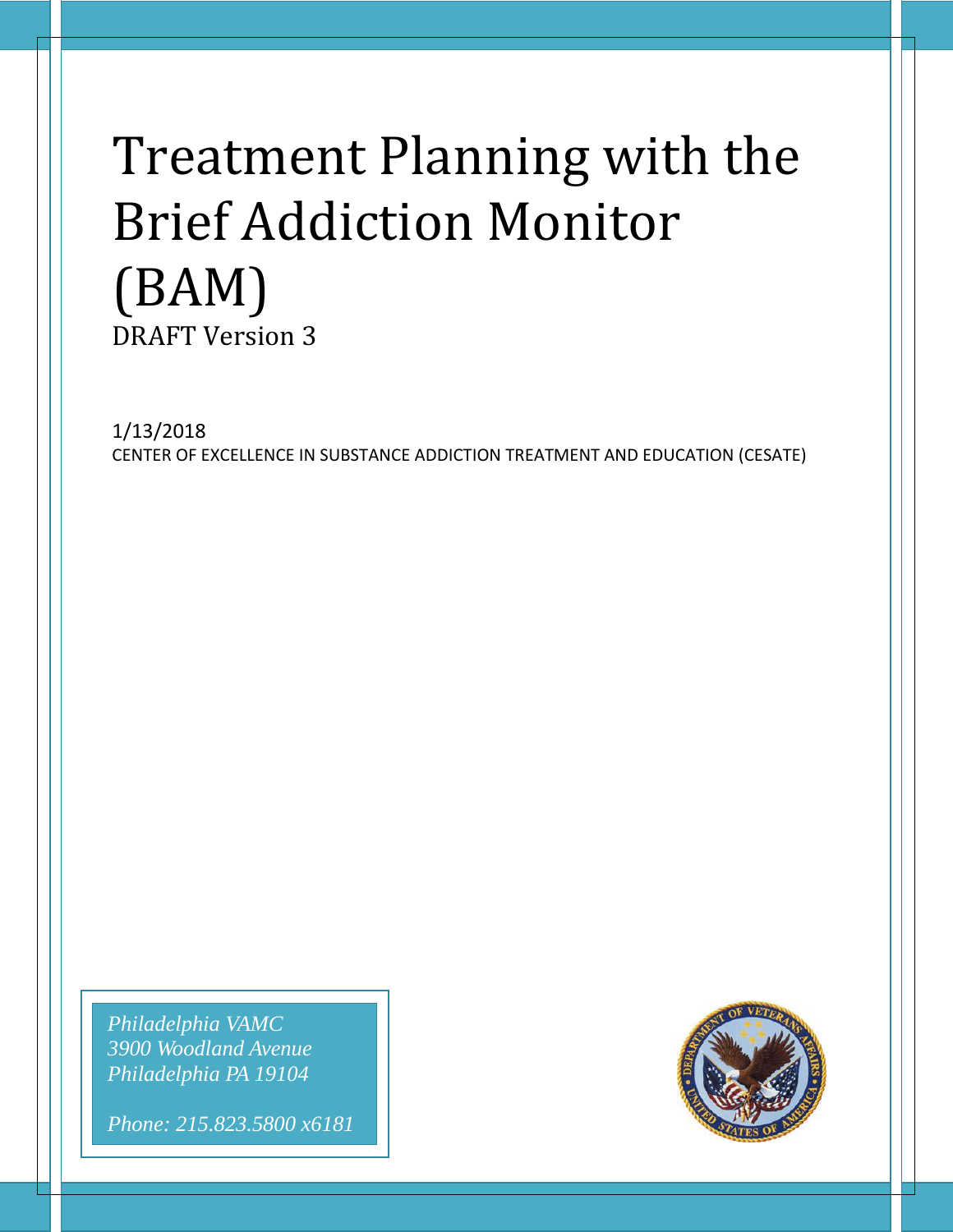# Treatment Planning with the Brief Addiction Monitor (BAM)

DRAFT Version 3

1/13/2018

CENTER OF EXCELLENCE IN SUBSTANCE ADDICTION TREATMENT AND EDUCATION (CESATE)

*Philadelphia VAMC*
*3900 Woodland Avenue*
*Philadelphia PA 19104*

*Phone: 215.823.5800 x6181*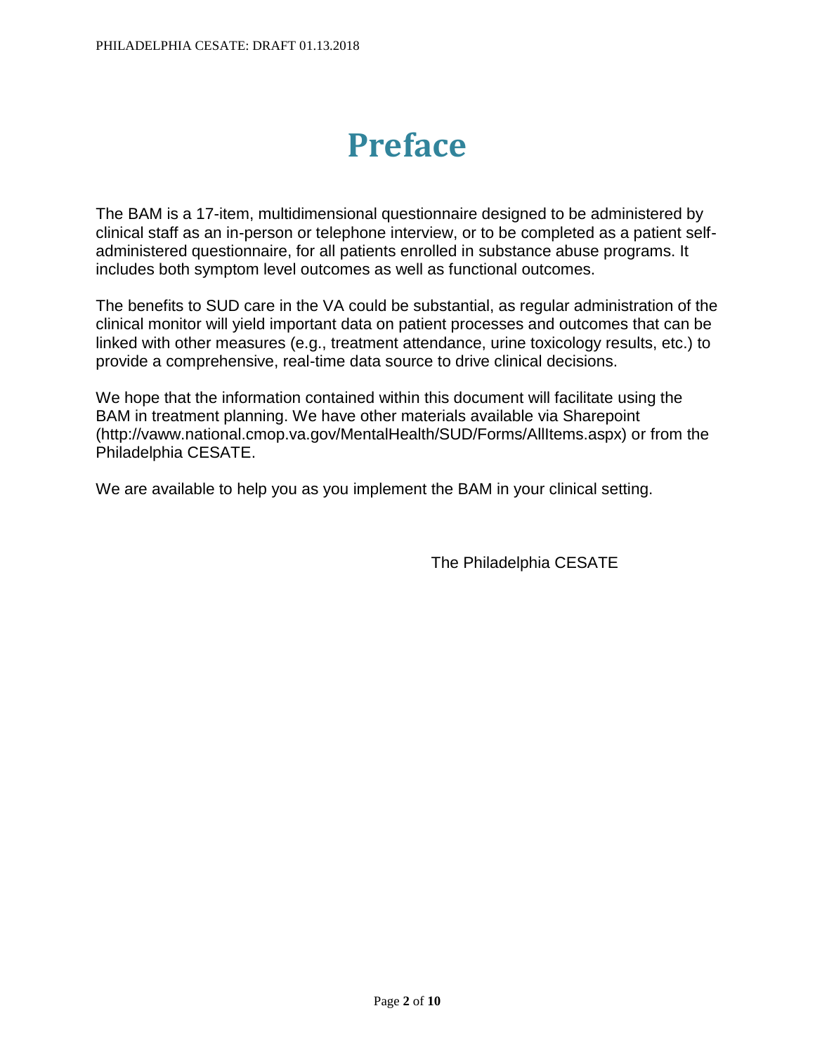# Preface

The BAM is a 17-item, multidimensional questionnaire designed to be administered by clinical staff as an in-person or telephone interview, or to be completed as a patient self-administered questionnaire, for all patients enrolled in substance abuse programs. It includes both symptom level outcomes as well as functional outcomes.

The benefits to SUD care in the VA could be substantial, as regular administration of the clinical monitor will yield important data on patient processes and outcomes that can be linked with other measures (e.g., treatment attendance, urine toxicology results, etc.) to provide a comprehensive, real-time data source to drive clinical decisions.

We hope that the information contained within this document will facilitate using the BAM in treatment planning. We have other materials available via Sharepoint (http://vaww.national.cmop.va.gov/MentalHealth/SUD/Forms/AllItems.aspx) or from the Philadelphia CESATE.

We are available to help you as you implement the BAM in your clinical setting.

The Philadelphia CESATE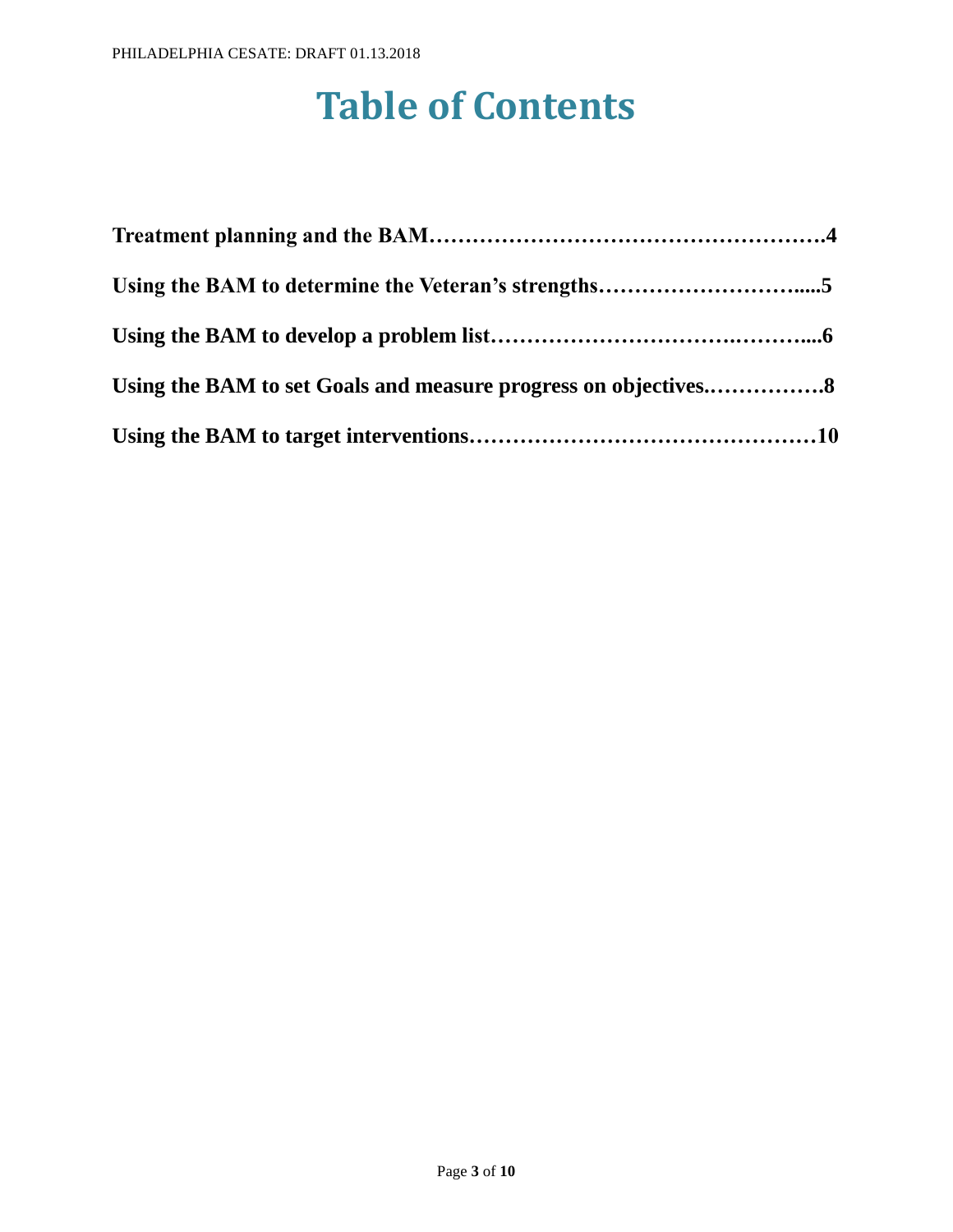# Table of Contents

**Treatment planning and the BAM……………………………………………….4**

**Using the BAM to determine the Veteran's strengths……………………….....5**

**Using the BAM to develop a problem list……………………….………....6**

**Using the BAM to set Goals and measure progress on objectives.…………….8**

**Using the BAM to target interventions…………………………………………10**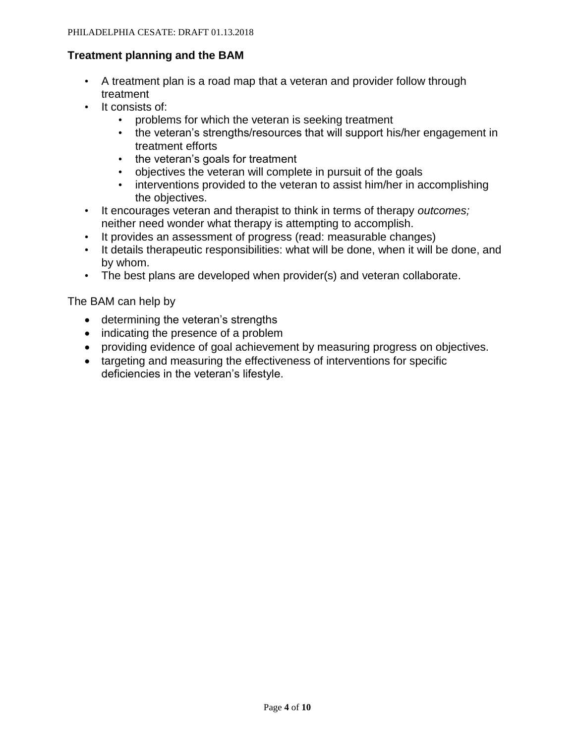### Treatment planning and the BAM

- A treatment plan is a road map that a veteran and provider follow through treatment
- It consists of:
  - problems for which the veteran is seeking treatment
  - the veteran's strengths/resources that will support his/her engagement in treatment efforts
  - the veteran's goals for treatment
  - objectives the veteran will complete in pursuit of the goals
  - interventions provided to the veteran to assist him/her in accomplishing the objectives.
- It encourages veteran and therapist to think in terms of therapy *outcomes;* neither need wonder what therapy is attempting to accomplish.
- It provides an assessment of progress (read: measurable changes)
- It details therapeutic responsibilities: what will be done, when it will be done, and by whom.
- The best plans are developed when provider(s) and veteran collaborate.

The BAM can help by

- determining the veteran's strengths
- indicating the presence of a problem
- providing evidence of goal achievement by measuring progress on objectives.
- targeting and measuring the effectiveness of interventions for specific deficiencies in the veteran's lifestyle.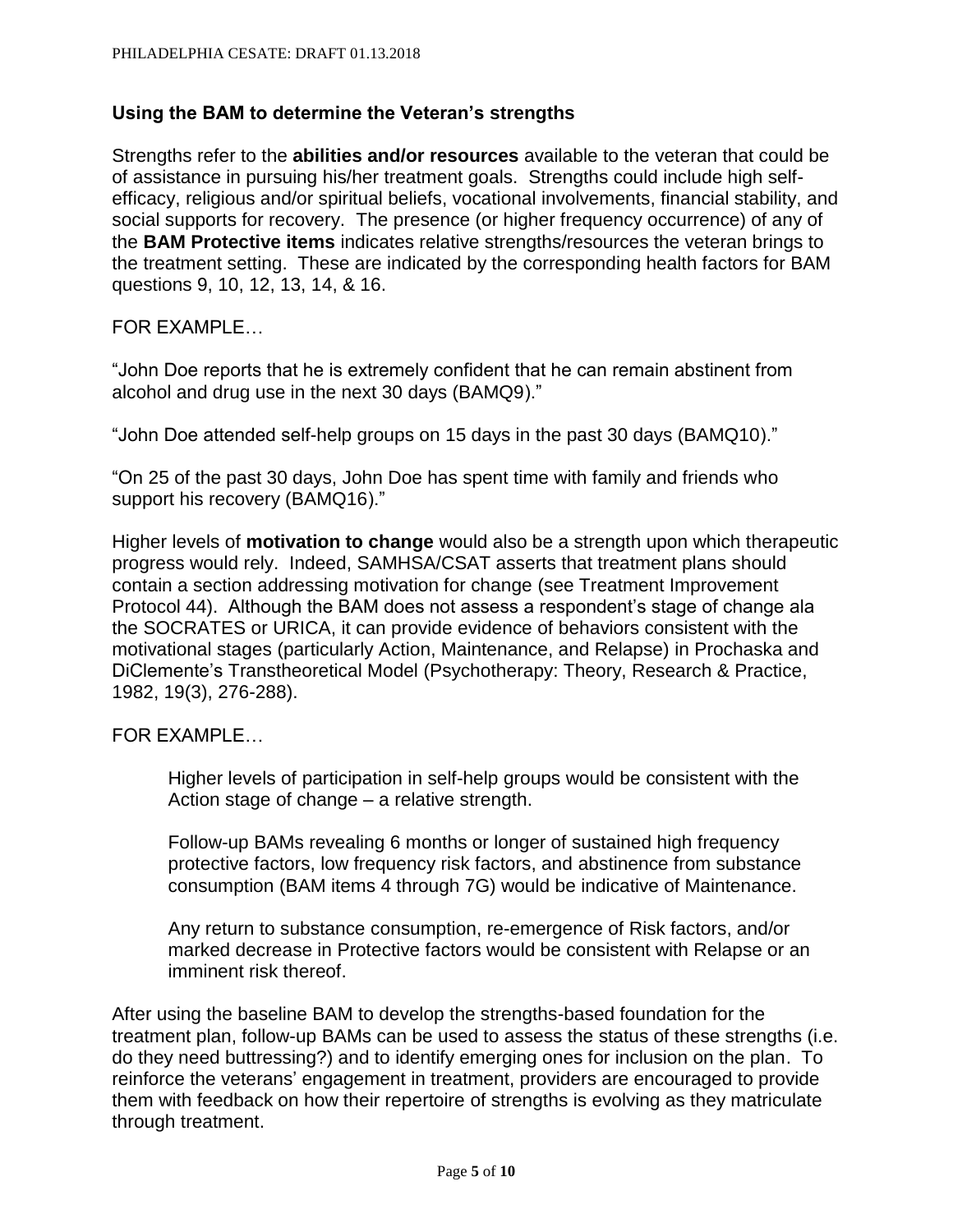### Using the BAM to determine the Veteran's strengths

Strengths refer to the **abilities and/or resources** available to the veteran that could be of assistance in pursuing his/her treatment goals. Strengths could include high self-efficacy, religious and/or spiritual beliefs, vocational involvements, financial stability, and social supports for recovery. The presence (or higher frequency occurrence) of any of the **BAM Protective items** indicates relative strengths/resources the veteran brings to the treatment setting. These are indicated by the corresponding health factors for BAM questions 9, 10, 12, 13, 14, & 16.

FOR EXAMPLE…

"John Doe reports that he is extremely confident that he can remain abstinent from alcohol and drug use in the next 30 days (BAMQ9)."

"John Doe attended self-help groups on 15 days in the past 30 days (BAMQ10)."

"On 25 of the past 30 days, John Doe has spent time with family and friends who support his recovery (BAMQ16)."

Higher levels of **motivation to change** would also be a strength upon which therapeutic progress would rely. Indeed, SAMHSA/CSAT asserts that treatment plans should contain a section addressing motivation for change (see Treatment Improvement Protocol 44). Although the BAM does not assess a respondent's stage of change ala the SOCRATES or URICA, it can provide evidence of behaviors consistent with the motivational stages (particularly Action, Maintenance, and Relapse) in Prochaska and DiClemente's Transtheoretical Model (Psychotherapy: Theory, Research & Practice, 1982, 19(3), 276-288).

FOR EXAMPLE…

> Higher levels of participation in self-help groups would be consistent with the Action stage of change – a relative strength.
>
> Follow-up BAMs revealing 6 months or longer of sustained high frequency protective factors, low frequency risk factors, and abstinence from substance consumption (BAM items 4 through 7G) would be indicative of Maintenance.
>
> Any return to substance consumption, re-emergence of Risk factors, and/or marked decrease in Protective factors would be consistent with Relapse or an imminent risk thereof.

After using the baseline BAM to develop the strengths-based foundation for the treatment plan, follow-up BAMs can be used to assess the status of these strengths (i.e. do they need buttressing?) and to identify emerging ones for inclusion on the plan. To reinforce the veterans' engagement in treatment, providers are encouraged to provide them with feedback on how their repertoire of strengths is evolving as they matriculate through treatment.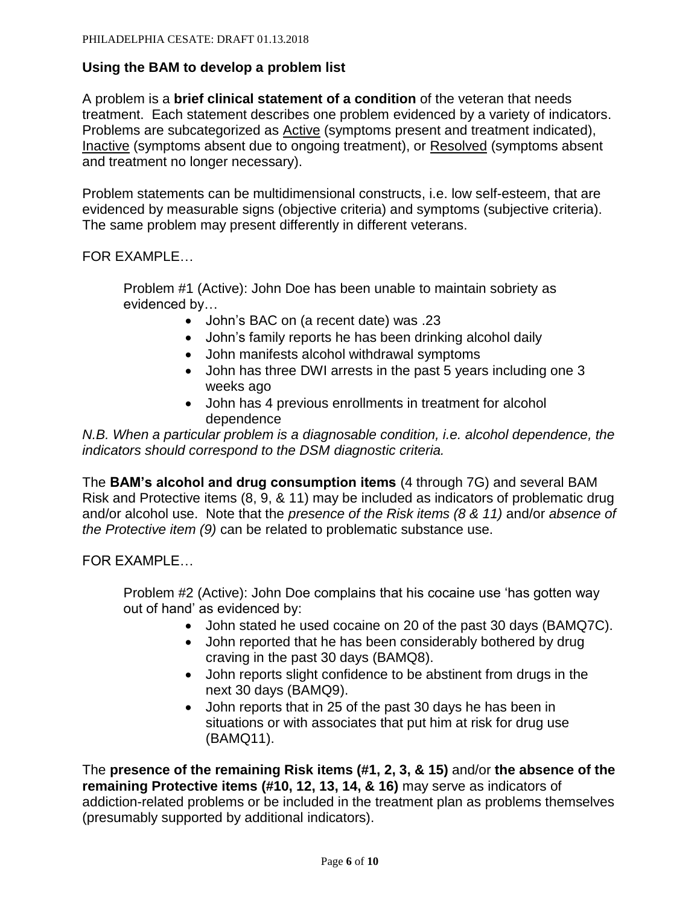## Using the BAM to develop a problem list

A problem is a **brief clinical statement of a condition** of the veteran that needs treatment. Each statement describes one problem evidenced by a variety of indicators. Problems are subcategorized as <u>Active</u> (symptoms present and treatment indicated), <u>Inactive</u> (symptoms absent due to ongoing treatment), or <u>Resolved</u> (symptoms absent and treatment no longer necessary).

Problem statements can be multidimensional constructs, i.e. low self-esteem, that are evidenced by measurable signs (objective criteria) and symptoms (subjective criteria). The same problem may present differently in different veterans.

FOR EXAMPLE…

Problem #1 (Active): John Doe has been unable to maintain sobriety as evidenced by…

- John's BAC on (a recent date) was .23
- John's family reports he has been drinking alcohol daily
- John manifests alcohol withdrawal symptoms
- John has three DWI arrests in the past 5 years including one 3 weeks ago
- John has 4 previous enrollments in treatment for alcohol dependence

*N.B. When a particular problem is a diagnosable condition, i.e. alcohol dependence, the indicators should correspond to the DSM diagnostic criteria.*

The **BAM's alcohol and drug consumption items** (4 through 7G) and several BAM Risk and Protective items (8, 9, & 11) may be included as indicators of problematic drug and/or alcohol use. Note that the *presence of the Risk items (8 & 11)* and/or *absence of the Protective item (9)* can be related to problematic substance use.

FOR EXAMPLE…

Problem #2 (Active): John Doe complains that his cocaine use 'has gotten way out of hand' as evidenced by:

- John stated he used cocaine on 20 of the past 30 days (BAMQ7C).
- John reported that he has been considerably bothered by drug craving in the past 30 days (BAMQ8).
- John reports slight confidence to be abstinent from drugs in the next 30 days (BAMQ9).
- John reports that in 25 of the past 30 days he has been in situations or with associates that put him at risk for drug use (BAMQ11).

The **presence of the remaining Risk items (#1, 2, 3, & 15)** and/or **the absence of the remaining Protective items (#10, 12, 13, 14, & 16)** may serve as indicators of addiction-related problems or be included in the treatment plan as problems themselves (presumably supported by additional indicators).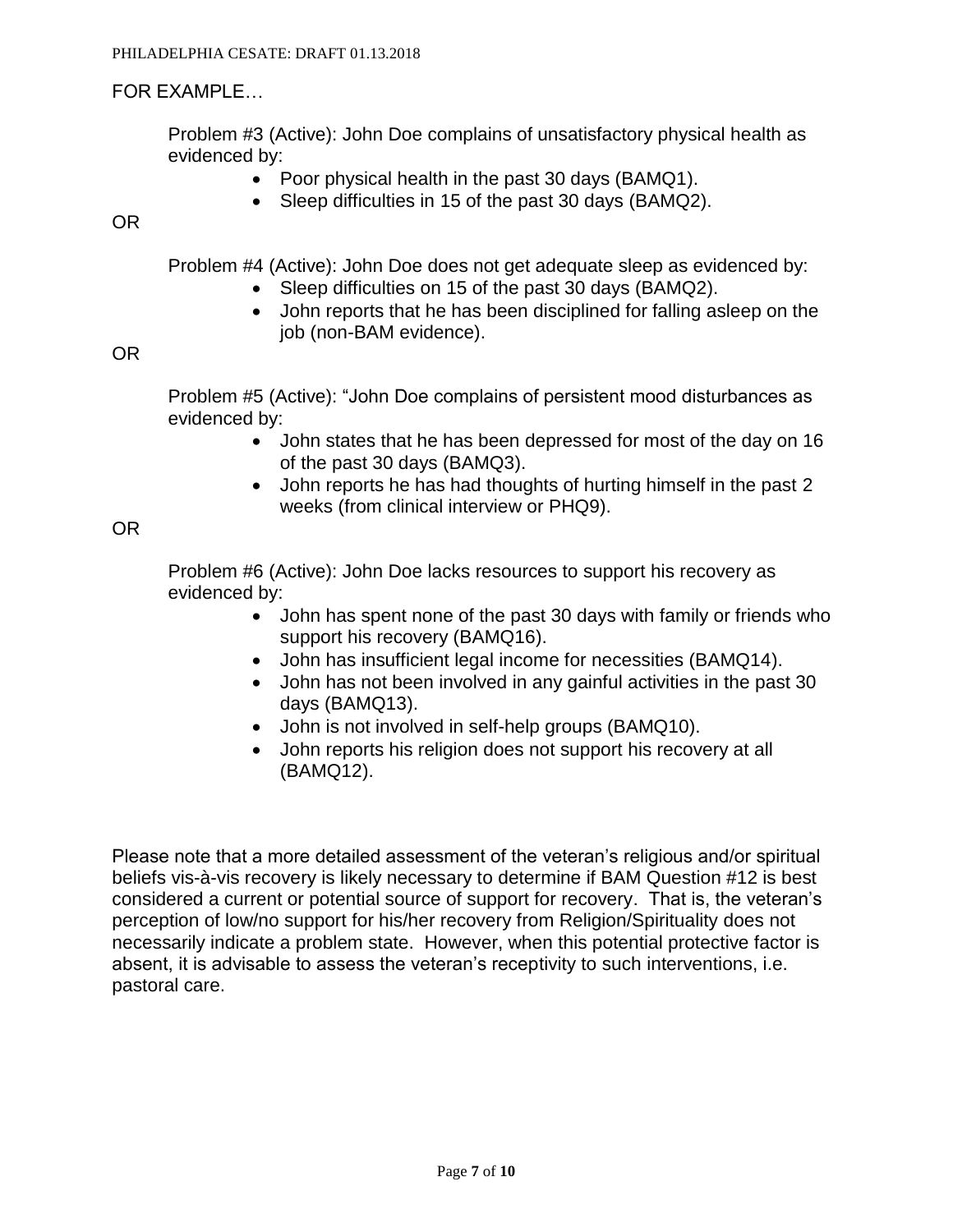FOR EXAMPLE…

Problem #3 (Active): John Doe complains of unsatisfactory physical health as evidenced by:

- Poor physical health in the past 30 days (BAMQ1).
- Sleep difficulties in 15 of the past 30 days (BAMQ2).

OR

Problem #4 (Active): John Doe does not get adequate sleep as evidenced by:

- Sleep difficulties on 15 of the past 30 days (BAMQ2).
- John reports that he has been disciplined for falling asleep on the job (non-BAM evidence).

OR

Problem #5 (Active): "John Doe complains of persistent mood disturbances as evidenced by:

- John states that he has been depressed for most of the day on 16 of the past 30 days (BAMQ3).
- John reports he has had thoughts of hurting himself in the past 2 weeks (from clinical interview or PHQ9).

OR

Problem #6 (Active): John Doe lacks resources to support his recovery as evidenced by:

- John has spent none of the past 30 days with family or friends who support his recovery (BAMQ16).
- John has insufficient legal income for necessities (BAMQ14).
- John has not been involved in any gainful activities in the past 30 days (BAMQ13).
- John is not involved in self-help groups (BAMQ10).
- John reports his religion does not support his recovery at all (BAMQ12).

Please note that a more detailed assessment of the veteran's religious and/or spiritual beliefs vis-à-vis recovery is likely necessary to determine if BAM Question #12 is best considered a current or potential source of support for recovery. That is, the veteran's perception of low/no support for his/her recovery from Religion/Spirituality does not necessarily indicate a problem state. However, when this potential protective factor is absent, it is advisable to assess the veteran's receptivity to such interventions, i.e. pastoral care.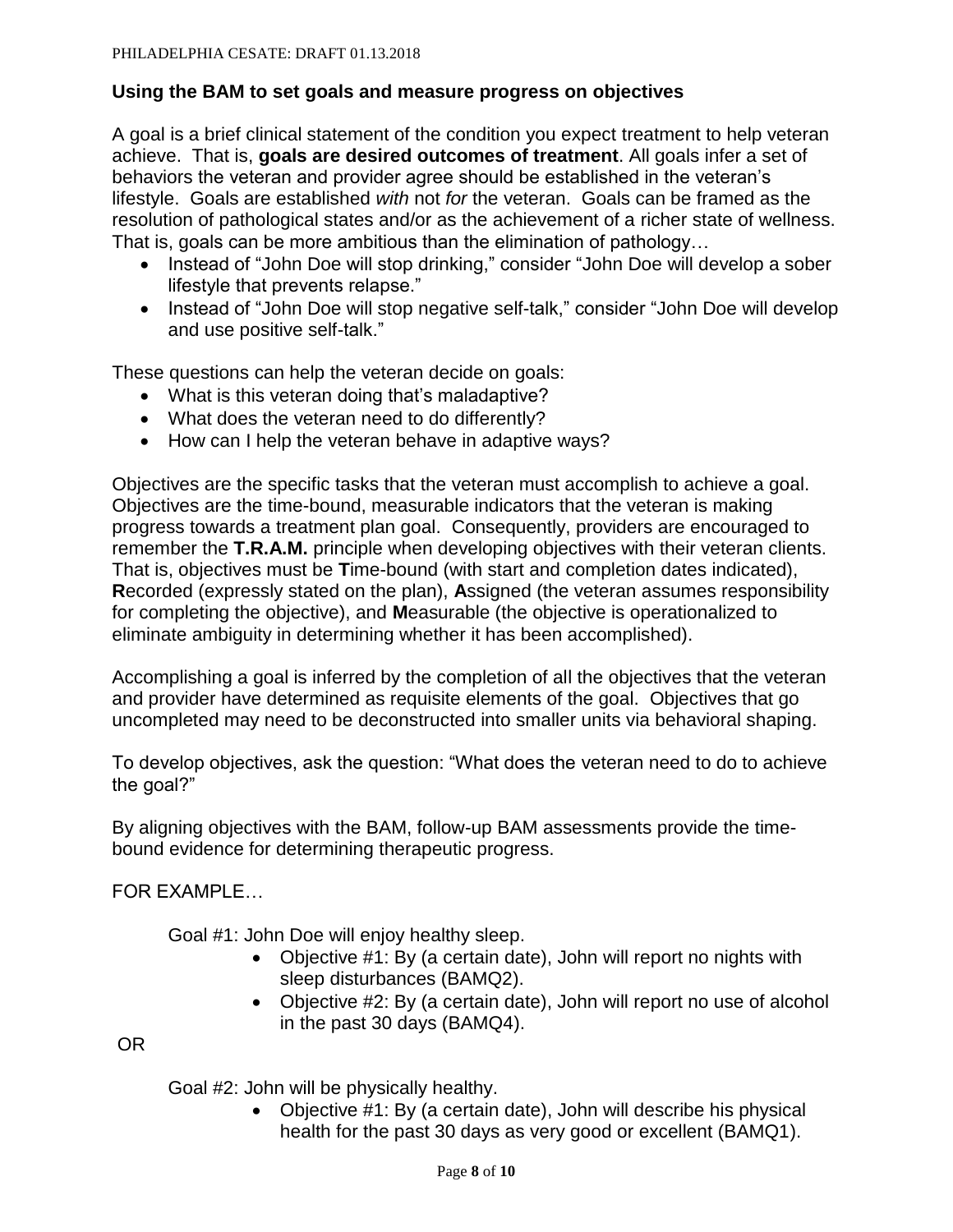## Using the BAM to set goals and measure progress on objectives

A goal is a brief clinical statement of the condition you expect treatment to help veteran achieve. That is, **goals are desired outcomes of treatment**. All goals infer a set of behaviors the veteran and provider agree should be established in the veteran's lifestyle. Goals are established *with* not *for* the veteran. Goals can be framed as the resolution of pathological states and/or as the achievement of a richer state of wellness. That is, goals can be more ambitious than the elimination of pathology…

- Instead of "John Doe will stop drinking," consider "John Doe will develop a sober lifestyle that prevents relapse."
- Instead of "John Doe will stop negative self-talk," consider "John Doe will develop and use positive self-talk."

These questions can help the veteran decide on goals:

- What is this veteran doing that's maladaptive?
- What does the veteran need to do differently?
- How can I help the veteran behave in adaptive ways?

Objectives are the specific tasks that the veteran must accomplish to achieve a goal. Objectives are the time-bound, measurable indicators that the veteran is making progress towards a treatment plan goal. Consequently, providers are encouraged to remember the **T.R.A.M.** principle when developing objectives with their veteran clients. That is, objectives must be **T**ime-bound (with start and completion dates indicated), **R**ecorded (expressly stated on the plan), **A**ssigned (the veteran assumes responsibility for completing the objective), and **M**easurable (the objective is operationalized to eliminate ambiguity in determining whether it has been accomplished).

Accomplishing a goal is inferred by the completion of all the objectives that the veteran and provider have determined as requisite elements of the goal. Objectives that go uncompleted may need to be deconstructed into smaller units via behavioral shaping.

To develop objectives, ask the question: "What does the veteran need to do to achieve the goal?"

By aligning objectives with the BAM, follow-up BAM assessments provide the time-bound evidence for determining therapeutic progress.

FOR EXAMPLE…

Goal #1: John Doe will enjoy healthy sleep.

- Objective #1: By (a certain date), John will report no nights with sleep disturbances (BAMQ2).
- Objective #2: By (a certain date), John will report no use of alcohol in the past 30 days (BAMQ4).

OR

Goal #2: John will be physically healthy.

- Objective #1: By (a certain date), John will describe his physical health for the past 30 days as very good or excellent (BAMQ1).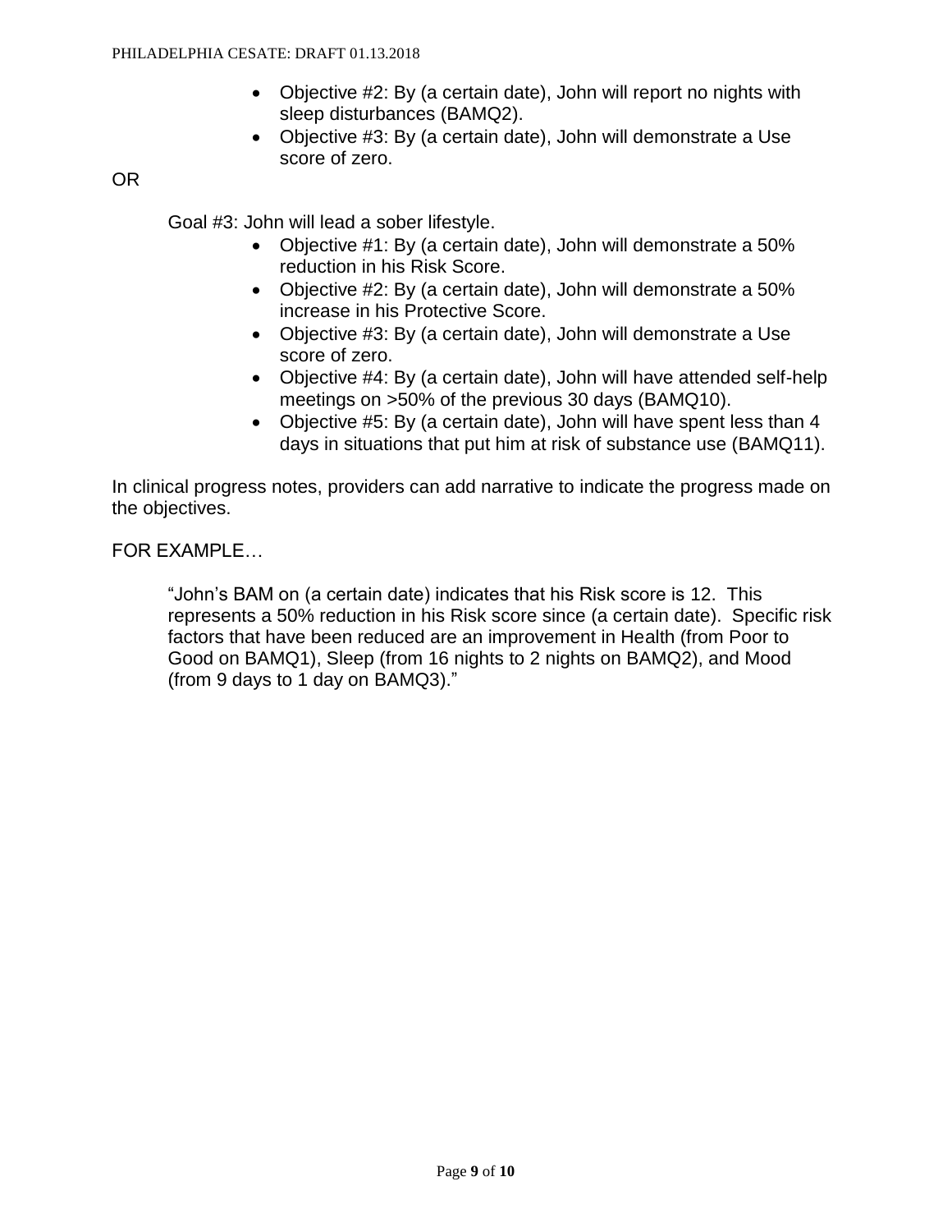- Objective #2: By (a certain date), John will report no nights with sleep disturbances (BAMQ2).
- Objective #3: By (a certain date), John will demonstrate a Use score of zero.

OR

Goal #3: John will lead a sober lifestyle.

- Objective #1: By (a certain date), John will demonstrate a 50% reduction in his Risk Score.
- Objective #2: By (a certain date), John will demonstrate a 50% increase in his Protective Score.
- Objective #3: By (a certain date), John will demonstrate a Use score of zero.
- Objective #4: By (a certain date), John will have attended self-help meetings on >50% of the previous 30 days (BAMQ10).
- Objective #5: By (a certain date), John will have spent less than 4 days in situations that put him at risk of substance use (BAMQ11).

In clinical progress notes, providers can add narrative to indicate the progress made on the objectives.

FOR EXAMPLE…

> "John's BAM on (a certain date) indicates that his Risk score is 12. This represents a 50% reduction in his Risk score since (a certain date). Specific risk factors that have been reduced are an improvement in Health (from Poor to Good on BAMQ1), Sleep (from 16 nights to 2 nights on BAMQ2), and Mood (from 9 days to 1 day on BAMQ3)."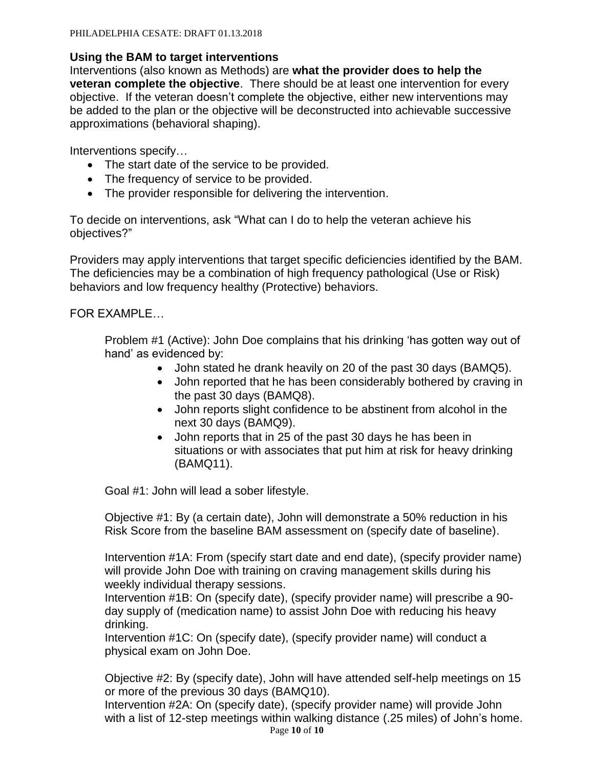### Using the BAM to target interventions

Interventions (also known as Methods) are **what the provider does to help the veteran complete the objective**. There should be at least one intervention for every objective. If the veteran doesn't complete the objective, either new interventions may be added to the plan or the objective will be deconstructed into achievable successive approximations (behavioral shaping).

Interventions specify…

- The start date of the service to be provided.
- The frequency of service to be provided.
- The provider responsible for delivering the intervention.

To decide on interventions, ask "What can I do to help the veteran achieve his objectives?"

Providers may apply interventions that target specific deficiencies identified by the BAM. The deficiencies may be a combination of high frequency pathological (Use or Risk) behaviors and low frequency healthy (Protective) behaviors.

FOR EXAMPLE…

Problem #1 (Active): John Doe complains that his drinking 'has gotten way out of hand' as evidenced by:

- John stated he drank heavily on 20 of the past 30 days (BAMQ5).
- John reported that he has been considerably bothered by craving in the past 30 days (BAMQ8).
- John reports slight confidence to be abstinent from alcohol in the next 30 days (BAMQ9).
- John reports that in 25 of the past 30 days he has been in situations or with associates that put him at risk for heavy drinking (BAMQ11).

Goal #1: John will lead a sober lifestyle.

Objective #1: By (a certain date), John will demonstrate a 50% reduction in his Risk Score from the baseline BAM assessment on (specify date of baseline).

Intervention #1A: From (specify start date and end date), (specify provider name) will provide John Doe with training on craving management skills during his weekly individual therapy sessions.
Intervention #1B: On (specify date), (specify provider name) will prescribe a 90-day supply of (medication name) to assist John Doe with reducing his heavy drinking.
Intervention #1C: On (specify date), (specify provider name) will conduct a physical exam on John Doe.

Objective #2: By (specify date), John will have attended self-help meetings on 15 or more of the previous 30 days (BAMQ10).
Intervention #2A: On (specify date), (specify provider name) will provide John with a list of 12-step meetings within walking distance (.25 miles) of John's home.